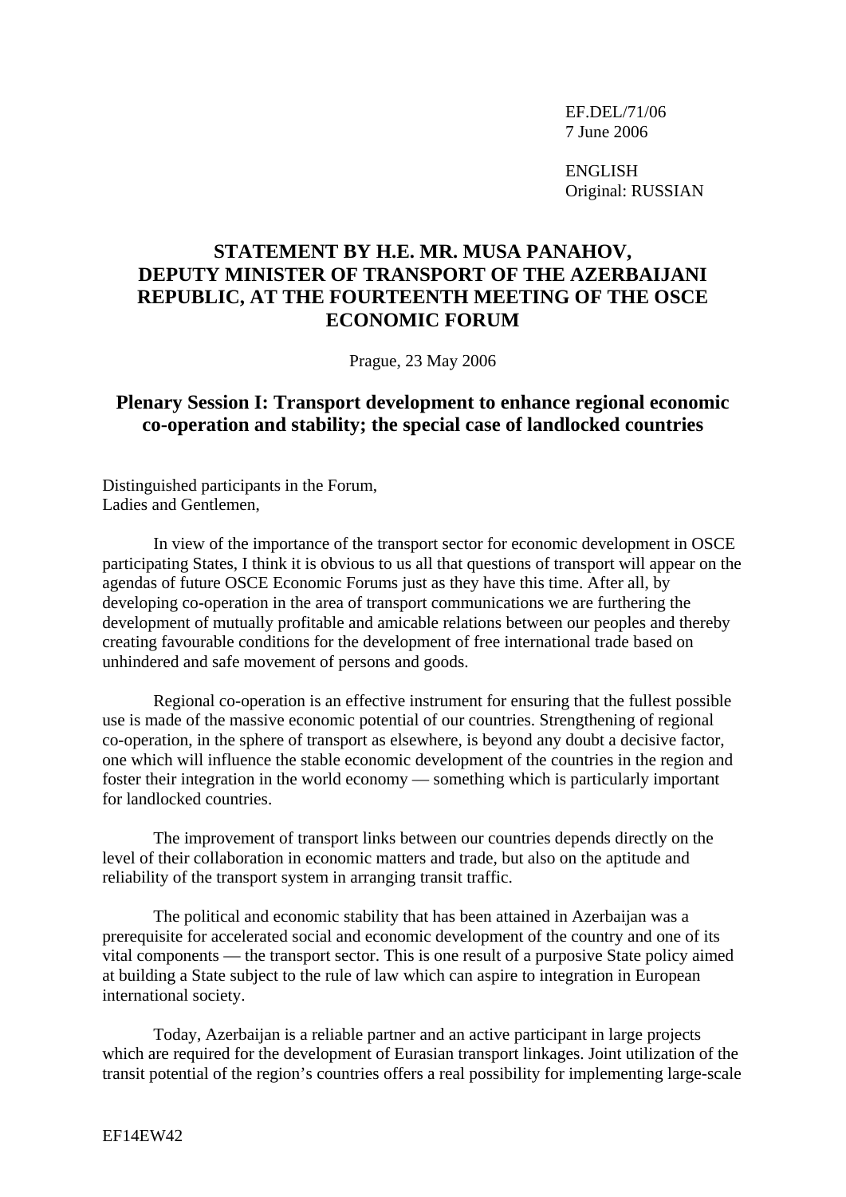EF.DEL/71/06
7 June 2006

ENGLISH
Original: RUSSIAN

# STATEMENT BY H.E. MR. MUSA PANAHOV, DEPUTY MINISTER OF TRANSPORT OF THE AZERBAIJANI REPUBLIC, AT THE FOURTEENTH MEETING OF THE OSCE ECONOMIC FORUM

Prague, 23 May 2006

## Plenary Session I: Transport development to enhance regional economic co-operation and stability; the special case of landlocked countries

Distinguished participants in the Forum,
Ladies and Gentlemen,

In view of the importance of the transport sector for economic development in OSCE participating States, I think it is obvious to us all that questions of transport will appear on the agendas of future OSCE Economic Forums just as they have this time. After all, by developing co-operation in the area of transport communications we are furthering the development of mutually profitable and amicable relations between our peoples and thereby creating favourable conditions for the development of free international trade based on unhindered and safe movement of persons and goods.

Regional co-operation is an effective instrument for ensuring that the fullest possible use is made of the massive economic potential of our countries. Strengthening of regional co-operation, in the sphere of transport as elsewhere, is beyond any doubt a decisive factor, one which will influence the stable economic development of the countries in the region and foster their integration in the world economy — something which is particularly important for landlocked countries.

The improvement of transport links between our countries depends directly on the level of their collaboration in economic matters and trade, but also on the aptitude and reliability of the transport system in arranging transit traffic.

The political and economic stability that has been attained in Azerbaijan was a prerequisite for accelerated social and economic development of the country and one of its vital components — the transport sector. This is one result of a purposive State policy aimed at building a State subject to the rule of law which can aspire to integration in European international society.

Today, Azerbaijan is a reliable partner and an active participant in large projects which are required for the development of Eurasian transport linkages. Joint utilization of the transit potential of the region's countries offers a real possibility for implementing large-scale

EF14EW42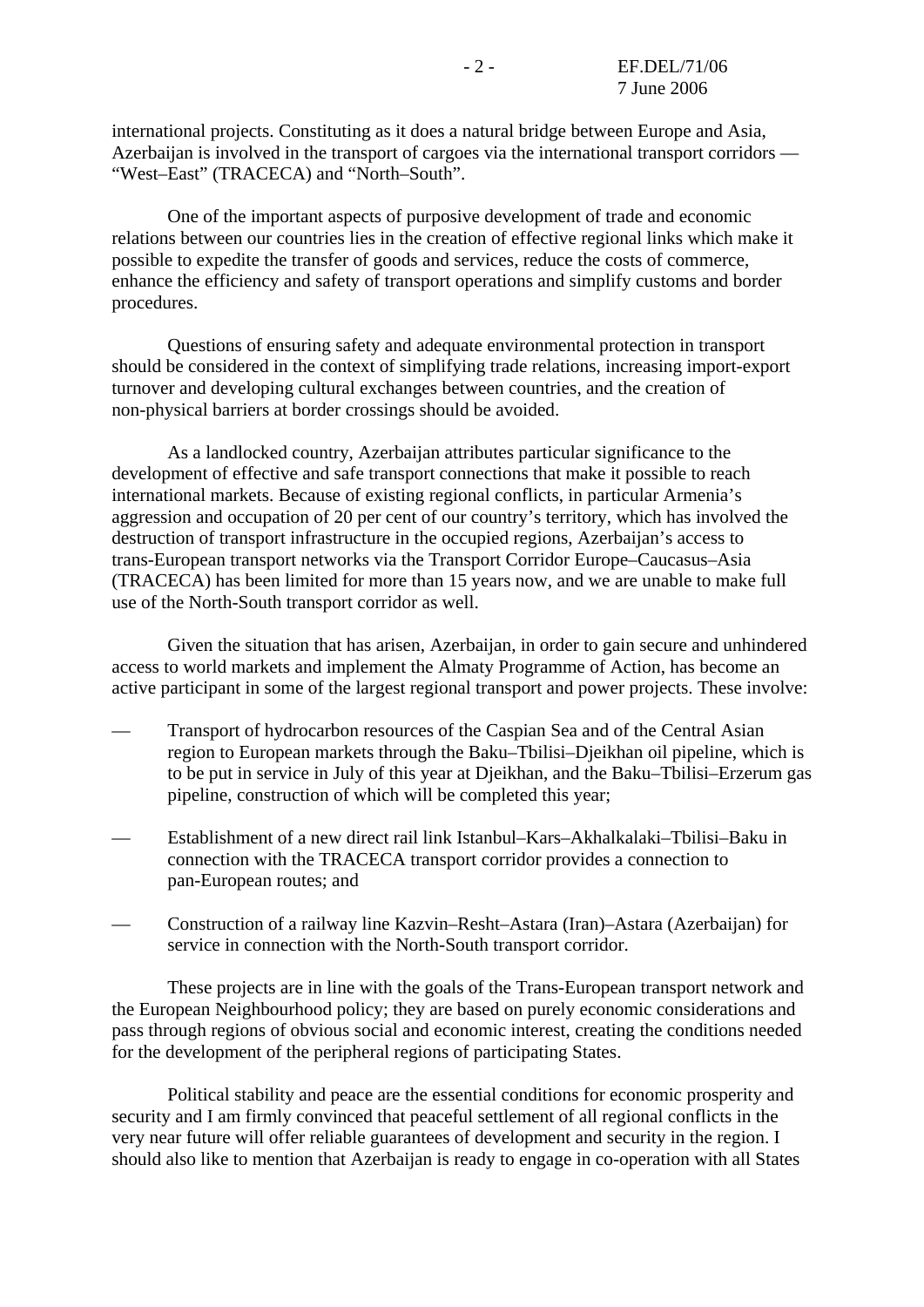international projects. Constituting as it does a natural bridge between Europe and Asia, Azerbaijan is involved in the transport of cargoes via the international transport corridors — "West–East" (TRACECA) and "North–South".

One of the important aspects of purposive development of trade and economic relations between our countries lies in the creation of effective regional links which make it possible to expedite the transfer of goods and services, reduce the costs of commerce, enhance the efficiency and safety of transport operations and simplify customs and border procedures.

Questions of ensuring safety and adequate environmental protection in transport should be considered in the context of simplifying trade relations, increasing import-export turnover and developing cultural exchanges between countries, and the creation of non-physical barriers at border crossings should be avoided.

As a landlocked country, Azerbaijan attributes particular significance to the development of effective and safe transport connections that make it possible to reach international markets. Because of existing regional conflicts, in particular Armenia's aggression and occupation of 20 per cent of our country's territory, which has involved the destruction of transport infrastructure in the occupied regions, Azerbaijan's access to trans-European transport networks via the Transport Corridor Europe–Caucasus–Asia (TRACECA) has been limited for more than 15 years now, and we are unable to make full use of the North-South transport corridor as well.

Given the situation that has arisen, Azerbaijan, in order to gain secure and unhindered access to world markets and implement the Almaty Programme of Action, has become an active participant in some of the largest regional transport and power projects. These involve:

— Transport of hydrocarbon resources of the Caspian Sea and of the Central Asian region to European markets through the Baku–Tbilisi–Djeikhan oil pipeline, which is to be put in service in July of this year at Djeikhan, and the Baku–Tbilisi–Erzerum gas pipeline, construction of which will be completed this year;

— Establishment of a new direct rail link Istanbul–Kars–Akhalkalaki–Tbilisi–Baku in connection with the TRACECA transport corridor provides a connection to pan-European routes; and

— Construction of a railway line Kazvin–Resht–Astara (Iran)–Astara (Azerbaijan) for service in connection with the North-South transport corridor.

These projects are in line with the goals of the Trans-European transport network and the European Neighbourhood policy; they are based on purely economic considerations and pass through regions of obvious social and economic interest, creating the conditions needed for the development of the peripheral regions of participating States.

Political stability and peace are the essential conditions for economic prosperity and security and I am firmly convinced that peaceful settlement of all regional conflicts in the very near future will offer reliable guarantees of development and security in the region. I should also like to mention that Azerbaijan is ready to engage in co-operation with all States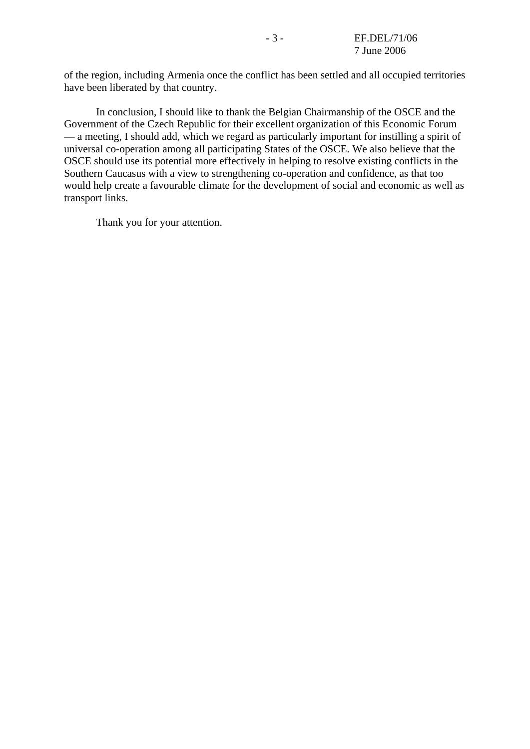of the region, including Armenia once the conflict has been settled and all occupied territories have been liberated by that country.

In conclusion, I should like to thank the Belgian Chairmanship of the OSCE and the Government of the Czech Republic for their excellent organization of this Economic Forum — a meeting, I should add, which we regard as particularly important for instilling a spirit of universal co-operation among all participating States of the OSCE. We also believe that the OSCE should use its potential more effectively in helping to resolve existing conflicts in the Southern Caucasus with a view to strengthening co-operation and confidence, as that too would help create a favourable climate for the development of social and economic as well as transport links.

Thank you for your attention.